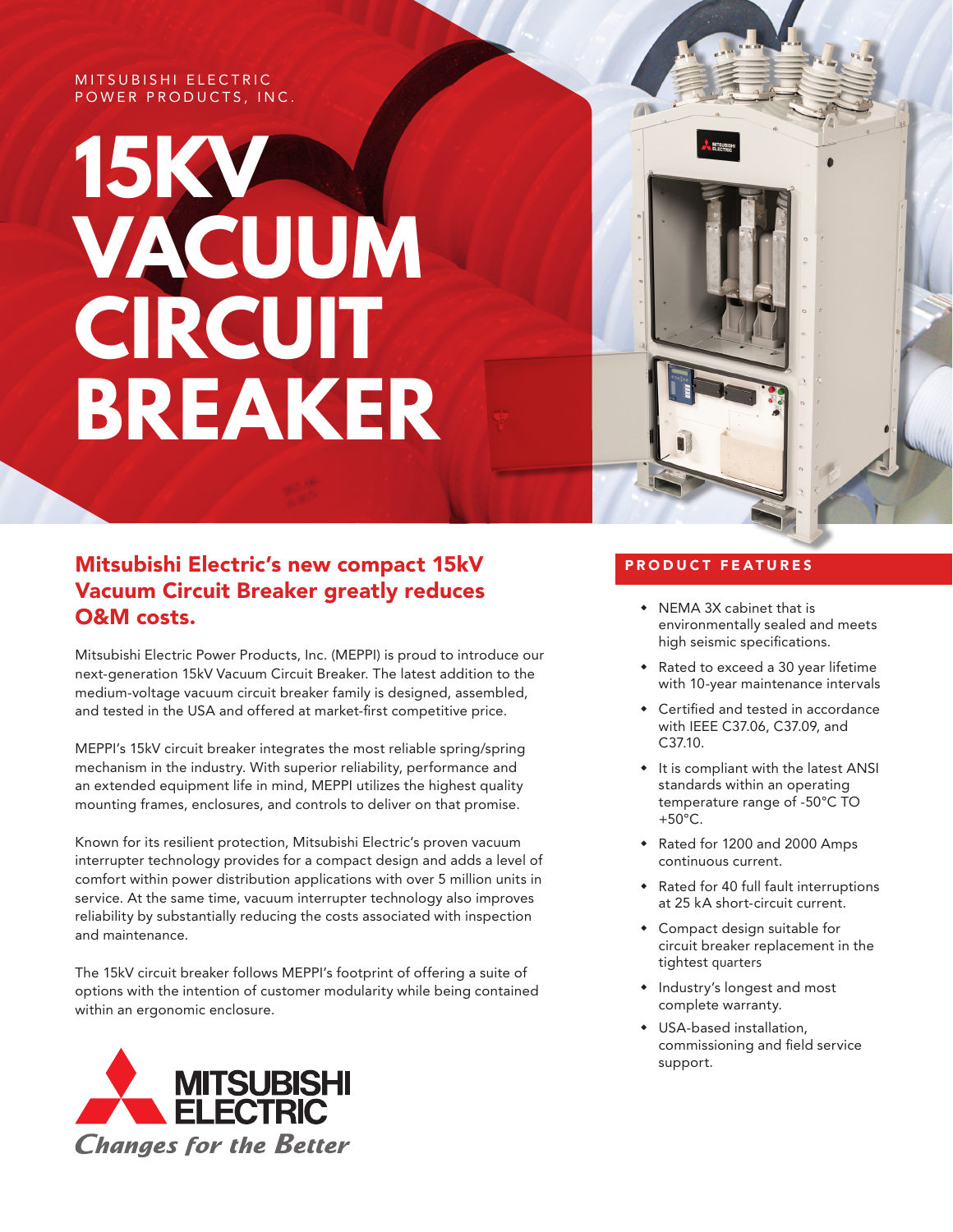MITSUBISHI ELECTRIC POWER PRODUCTS, INC.

# 15KV VACUUM CIRCUIT BREAKER

## Mitsubishi Electric's new compact 15kV Vacuum Circuit Breaker greatly reduces O&M costs.

Mitsubishi Electric Power Products, Inc. (MEPPI) is proud to introduce our next-generation 15kV Vacuum Circuit Breaker. The latest addition to the medium-voltage vacuum circuit breaker family is designed, assembled, and tested in the USA and offered at market-first competitive price.

MEPPI's 15kV circuit breaker integrates the most reliable spring/spring mechanism in the industry. With superior reliability, performance and an extended equipment life in mind, MEPPI utilizes the highest quality mounting frames, enclosures, and controls to deliver on that promise.

Known for its resilient protection, Mitsubishi Electric's proven vacuum interrupter technology provides for a compact design and adds a level of comfort within power distribution applications with over 5 million units in service. At the same time, vacuum interrupter technology also improves reliability by substantially reducing the costs associated with inspection and maintenance.

The 15kV circuit breaker follows MEPPI's footprint of offering a suite of options with the intention of customer modularity while being contained within an ergonomic enclosure.

MITSUBISHI ELECTRIC

*Changes for the Better*

## PRODUCT FEATURES

- NEMA 3X cabinet that is environmentally sealed and meets high seismic specifications.
- Rated to exceed a 30 year lifetime with 10-year maintenance intervals
- Certified and tested in accordance with IEEE C37.06, C37.09, and C37.10.
- It is compliant with the latest ANSI standards within an operating temperature range of -50°C TO +50°C.
- Rated for 1200 and 2000 Amps continuous current.
- Rated for 40 full fault interruptions at 25 kA short-circuit current.
- Compact design suitable for circuit breaker replacement in the tightest quarters
- Industry's longest and most complete warranty.
- USA-based installation, commissioning and field service support.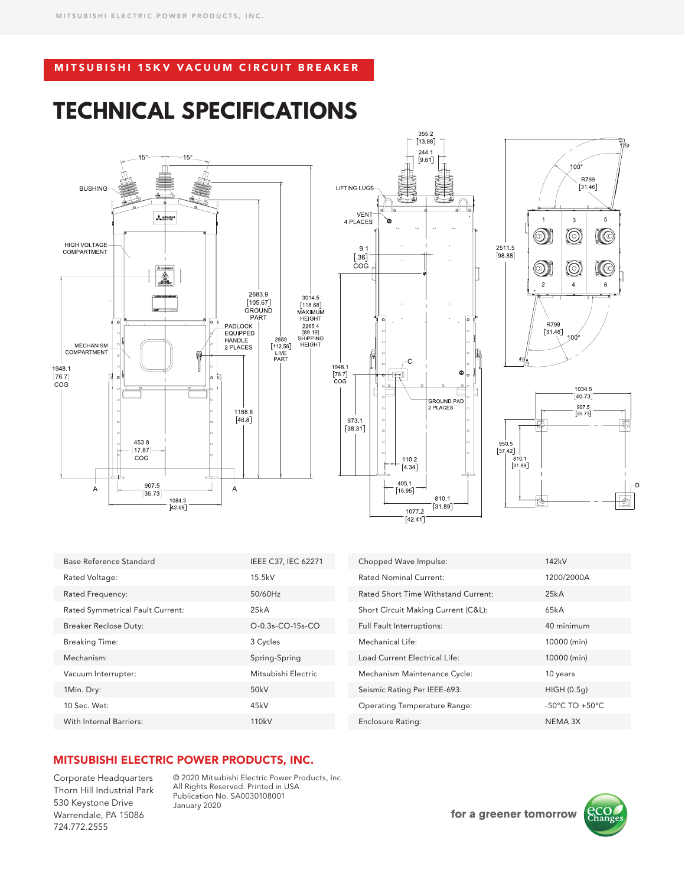## MITSUBISHI 15KV VACUUM CIRCUIT BREAKER

# TECHNICAL SPECIFICATIONS

15°
15°
BUSHING
HIGH VOLTAGE COMPARTMENT
MECHANISM COMPARTMENT
1948.1
[76.7]
COG
453.8
[17.87]
COG
907.5
[35.73]
1084.3
[42.69]
A
A
2683.9
[105.67]
GROUND PART
PADLOCK EQUIPPED HANDLE 2 PLACES
1188.8
[46.8]
2859
[112.56]
LIVE PART
3014.5
[118.68]
MAXIMUM HEIGHT
2265.4
[89.19]
SHIPPING HEIGHT
355.2
[13.98]
244.1
[9.61]
LIFTING LUGS
VENT 4 PLACES
9.1
[.36]
COG
1948.1
[76.7]
COG
C
GROUND PAD 2 PLACES
973.1
[38.31]
110.2
[4.34]
405.1
[15.95]
810.1
[31.89]
1077.2
[42.41]
100°
R799
[31.46]
2511.5
[98.88]
1
3
5
2
4
6
R799
[31.46]
100°
1034.5
[40.73]
907.5
[35.73]
950.5
[37.42]
810.1
[31.89]
D

| | |
|---|---|
| Base Reference Standard | IEEE C37, IEC 62271 |
| Rated Voltage: | 15.5kV |
| Rated Frequency: | 50/60Hz |
| Rated Symmetrical Fault Current: | 25kA |
| Breaker Reclose Duty: | O-0.3s-CO-15s-CO |
| Breaking Time: | 3 Cycles |
| Mechanism: | Spring-Spring |
| Vacuum Interrupter: | Mitsubishi Electric |
| 1Min. Dry: | 50kV |
| 10 Sec. Wet: | 45kV |
| With Internal Barriers: | 110kV |

| | |
|---|---|
| Chopped Wave Impulse: | 142kV |
| Rated Nominal Current: | 1200/2000A |
| Rated Short Time Withstand Current: | 25kA |
| Short Circuit Making Current (C&L): | 65kA |
| Full Fault Interruptions: | 40 minimum |
| Mechanical Life: | 10000 (min) |
| Load Current Electrical Life: | 10000 (min) |
| Mechanism Maintenance Cycle: | 10 years |
| Seismic Rating Per IEEE-693: | HIGH (0.5g) |
| Operating Temperature Range: | -50°C TO +50°C |
| Enclosure Rating: | NEMA 3X |

## MITSUBISHI ELECTRIC POWER PRODUCTS, INC.

Corporate Headquarters
Thorn Hill Industrial Park
530 Keystone Drive
Warrendale, PA 15086
724.772.2555

© 2020 Mitsubishi Electric Power Products, Inc.
All Rights Reserved. Printed in USA
Publication No. SA0030108001
January 2020

for a greener tomorrow